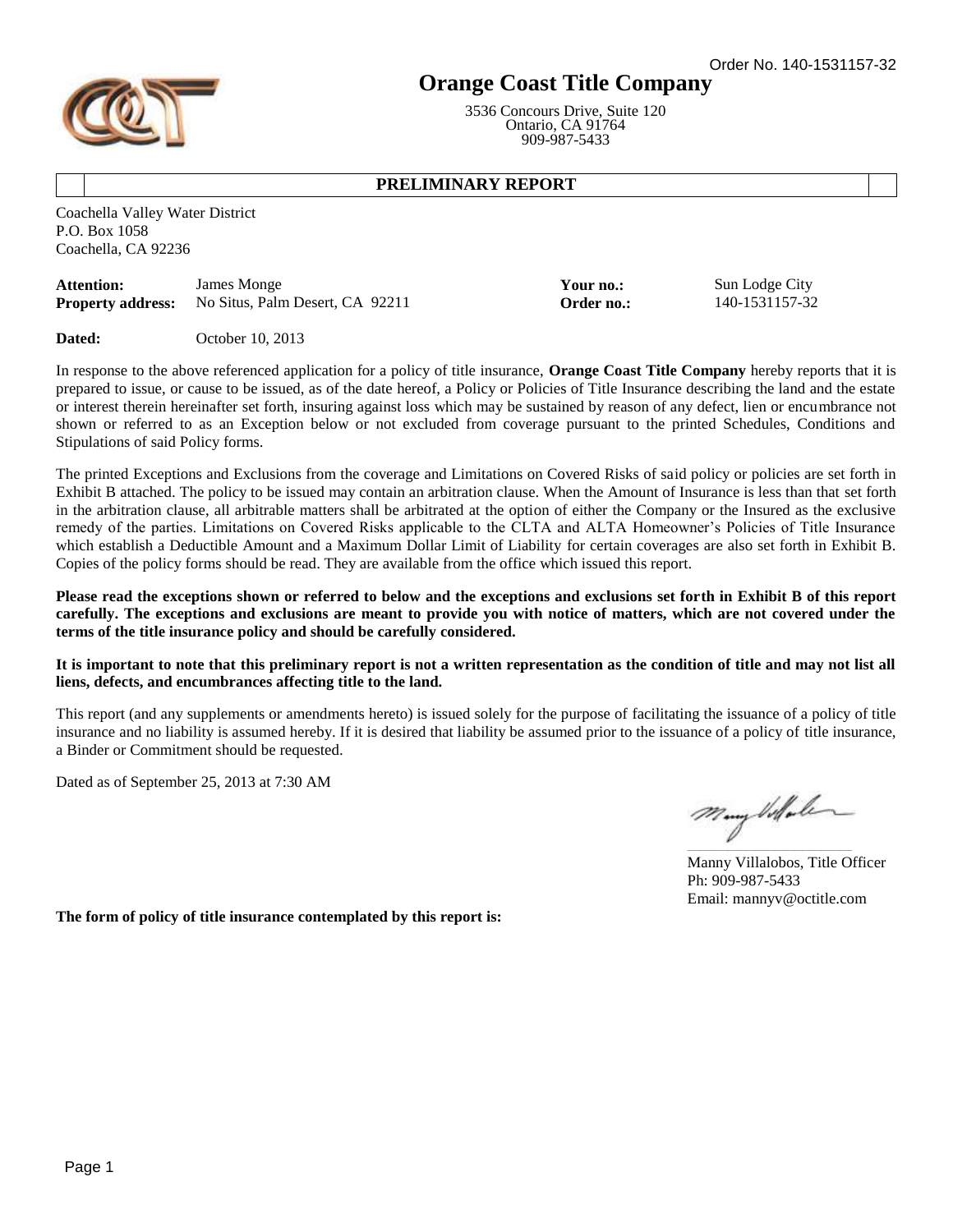Order No. 140-1531157-32

# Orange Coast Title Company

3536 Concours Drive, Suite 120
Ontario, CA 91764
909-987-5433

## PRELIMINARY REPORT

Coachella Valley Water District
P.O. Box 1058
Coachella, CA 92236

| | | | |
|---|---|---|---|
| **Attention:** | James Monge | **Your no.:** | Sun Lodge City |
| **Property address:** | No Situs, Palm Desert, CA 92211 | **Order no.:** | 140-1531157-32 |

**Dated:** October 10, 2013

In response to the above referenced application for a policy of title insurance, **Orange Coast Title Company** hereby reports that it is prepared to issue, or cause to be issued, as of the date hereof, a Policy or Policies of Title Insurance describing the land and the estate or interest therein hereinafter set forth, insuring against loss which may be sustained by reason of any defect, lien or encumbrance not shown or referred to as an Exception below or not excluded from coverage pursuant to the printed Schedules, Conditions and Stipulations of said Policy forms.

The printed Exceptions and Exclusions from the coverage and Limitations on Covered Risks of said policy or policies are set forth in Exhibit B attached. The policy to be issued may contain an arbitration clause. When the Amount of Insurance is less than that set forth in the arbitration clause, all arbitrable matters shall be arbitrated at the option of either the Company or the Insured as the exclusive remedy of the parties. Limitations on Covered Risks applicable to the CLTA and ALTA Homeowner's Policies of Title Insurance which establish a Deductible Amount and a Maximum Dollar Limit of Liability for certain coverages are also set forth in Exhibit B. Copies of the policy forms should be read. They are available from the office which issued this report.

**Please read the exceptions shown or referred to below and the exceptions and exclusions set forth in Exhibit B of this report carefully. The exceptions and exclusions are meant to provide you with notice of matters, which are not covered under the terms of the title insurance policy and should be carefully considered.**

**It is important to note that this preliminary report is not a written representation as the condition of title and may not list all liens, defects, and encumbrances affecting title to the land.**

This report (and any supplements or amendments hereto) is issued solely for the purpose of facilitating the issuance of a policy of title insurance and no liability is assumed hereby. If it is desired that liability be assumed prior to the issuance of a policy of title insurance, a Binder or Commitment should be requested.

Dated as of September 25, 2013 at 7:30 AM

Manny Villalobos, Title Officer
Ph: 909-987-5433
Email: mannyv@octitle.com

**The form of policy of title insurance contemplated by this report is:**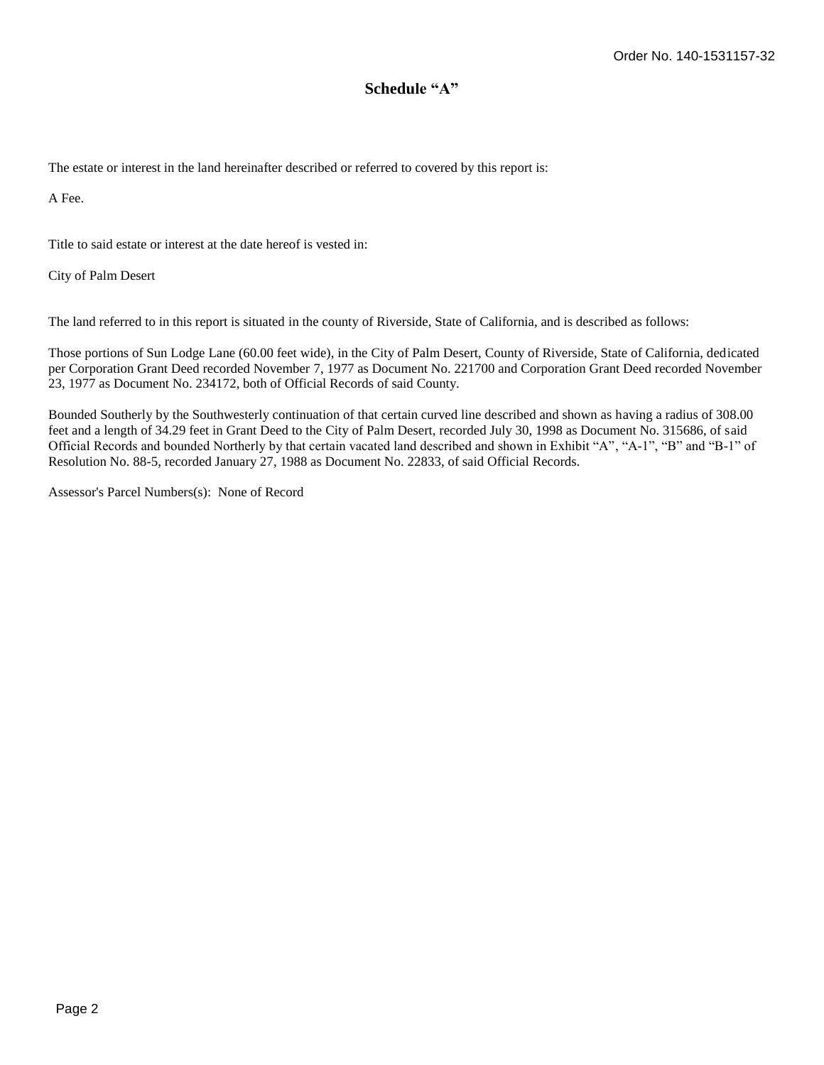Order No. 140-1531157-32

## Schedule "A"

The estate or interest in the land hereinafter described or referred to covered by this report is:

A Fee.

Title to said estate or interest at the date hereof is vested in:

City of Palm Desert

The land referred to in this report is situated in the county of Riverside, State of California, and is described as follows:

Those portions of Sun Lodge Lane (60.00 feet wide), in the City of Palm Desert, County of Riverside, State of California, dedicated per Corporation Grant Deed recorded November 7, 1977 as Document No. 221700 and Corporation Grant Deed recorded November 23, 1977 as Document No. 234172, both of Official Records of said County.

Bounded Southerly by the Southwesterly continuation of that certain curved line described and shown as having a radius of 308.00 feet and a length of 34.29 feet in Grant Deed to the City of Palm Desert, recorded July 30, 1998 as Document No. 315686, of said Official Records and bounded Northerly by that certain vacated land described and shown in Exhibit "A", "A-1", "B" and "B-1" of Resolution No. 88-5, recorded January 27, 1988 as Document No. 22833, of said Official Records.

Assessor's Parcel Numbers(s): None of Record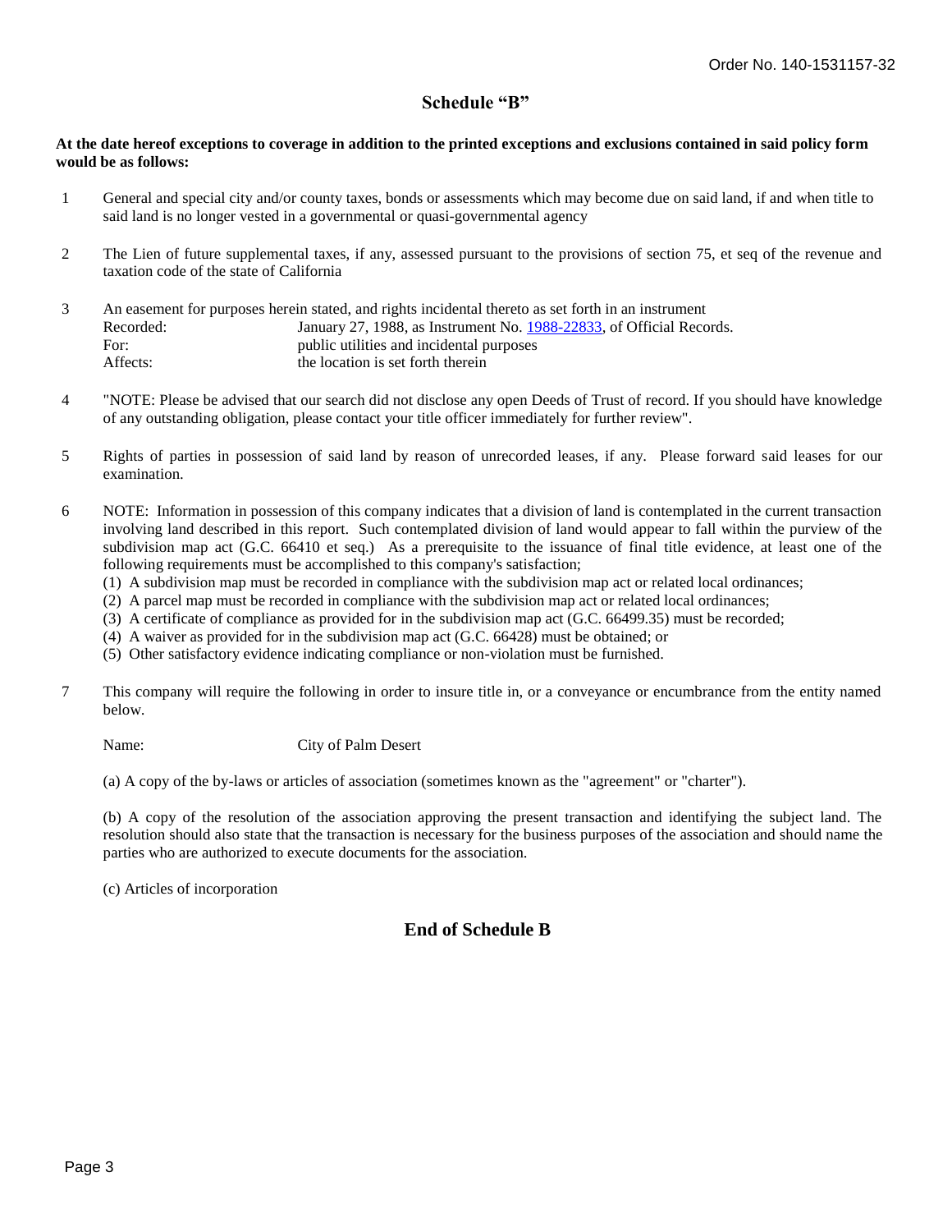## Schedule "B"

**At the date hereof exceptions to coverage in addition to the printed exceptions and exclusions contained in said policy form would be as follows:**

1. General and special city and/or county taxes, bonds or assessments which may become due on said land, if and when title to said land is no longer vested in a governmental or quasi-governmental agency

2. The Lien of future supplemental taxes, if any, assessed pursuant to the provisions of section 75, et seq of the revenue and taxation code of the state of California

3. An easement for purposes herein stated, and rights incidental thereto as set forth in an instrument

   | | |
   |---|---|
   | Recorded: | January 27, 1988, as Instrument No. 1988-22833, of Official Records. |
   | For: | public utilities and incidental purposes |
   | Affects: | the location is set forth therein |

4. "NOTE: Please be advised that our search did not disclose any open Deeds of Trust of record. If you should have knowledge of any outstanding obligation, please contact your title officer immediately for further review".

5. Rights of parties in possession of said land by reason of unrecorded leases, if any. Please forward said leases for our examination.

6. NOTE: Information in possession of this company indicates that a division of land is contemplated in the current transaction involving land described in this report. Such contemplated division of land would appear to fall within the purview of the subdivision map act (G.C. 66410 et seq.) As a prerequisite to the issuance of final title evidence, at least one of the following requirements must be accomplished to this company's satisfaction;
   (1) A subdivision map must be recorded in compliance with the subdivision map act or related local ordinances;
   (2) A parcel map must be recorded in compliance with the subdivision map act or related local ordinances;
   (3) A certificate of compliance as provided for in the subdivision map act (G.C. 66499.35) must be recorded;
   (4) A waiver as provided for in the subdivision map act (G.C. 66428) must be obtained; or
   (5) Other satisfactory evidence indicating compliance or non-violation must be furnished.

7. This company will require the following in order to insure title in, or a conveyance or encumbrance from the entity named below.

   Name: City of Palm Desert

   (a) A copy of the by-laws or articles of association (sometimes known as the "agreement" or "charter").

   (b) A copy of the resolution of the association approving the present transaction and identifying the subject land. The resolution should also state that the transaction is necessary for the business purposes of the association and should name the parties who are authorized to execute documents for the association.

   (c) Articles of incorporation

## End of Schedule B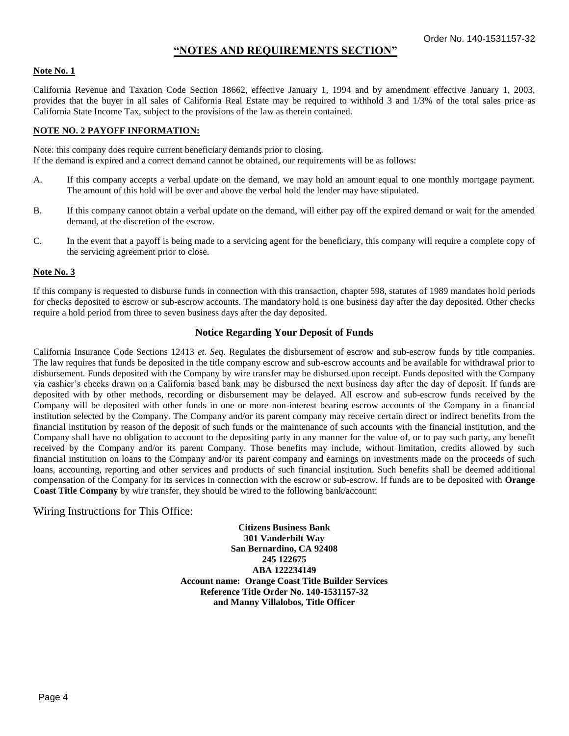## "NOTES AND REQUIREMENTS SECTION"

**Note No. 1**

California Revenue and Taxation Code Section 18662, effective January 1, 1994 and by amendment effective January 1, 2003, provides that the buyer in all sales of California Real Estate may be required to withhold 3 and 1/3% of the total sales price as California State Income Tax, subject to the provisions of the law as therein contained.

**NOTE NO. 2 PAYOFF INFORMATION:**

Note: this company does require current beneficiary demands prior to closing.
If the demand is expired and a correct demand cannot be obtained, our requirements will be as follows:

A. If this company accepts a verbal update on the demand, we may hold an amount equal to one monthly mortgage payment. The amount of this hold will be over and above the verbal hold the lender may have stipulated.

B. If this company cannot obtain a verbal update on the demand, will either pay off the expired demand or wait for the amended demand, at the discretion of the escrow.

C. In the event that a payoff is being made to a servicing agent for the beneficiary, this company will require a complete copy of the servicing agreement prior to close.

**Note No. 3**

If this company is requested to disburse funds in connection with this transaction, chapter 598, statutes of 1989 mandates hold periods for checks deposited to escrow or sub-escrow accounts. The mandatory hold is one business day after the day deposited. Other checks require a hold period from three to seven business days after the day deposited.

### Notice Regarding Your Deposit of Funds

California Insurance Code Sections 12413 *et. Seq.* Regulates the disbursement of escrow and sub-escrow funds by title companies. The law requires that funds be deposited in the title company escrow and sub-escrow accounts and be available for withdrawal prior to disbursement. Funds deposited with the Company by wire transfer may be disbursed upon receipt. Funds deposited with the Company via cashier's checks drawn on a California based bank may be disbursed the next business day after the day of deposit. If funds are deposited with by other methods, recording or disbursement may be delayed. All escrow and sub-escrow funds received by the Company will be deposited with other funds in one or more non-interest bearing escrow accounts of the Company in a financial institution selected by the Company. The Company and/or its parent company may receive certain direct or indirect benefits from the financial institution by reason of the deposit of such funds or the maintenance of such accounts with the financial institution, and the Company shall have no obligation to account to the depositing party in any manner for the value of, or to pay such party, any benefit received by the Company and/or its parent Company. Those benefits may include, without limitation, credits allowed by such financial institution on loans to the Company and/or its parent company and earnings on investments made on the proceeds of such loans, accounting, reporting and other services and products of such financial institution. Such benefits shall be deemed additional compensation of the Company for its services in connection with the escrow or sub-escrow. If funds are to be deposited with **Orange Coast Title Company** by wire transfer, they should be wired to the following bank/account:

Wiring Instructions for This Office:

**Citizens Business Bank**
**301 Vanderbilt Way**
**San Bernardino, CA 92408**
**245 122675**
**ABA 122234149**
**Account name: Orange Coast Title Builder Services**
**Reference Title Order No. 140-1531157-32**
**and Manny Villalobos, Title Officer**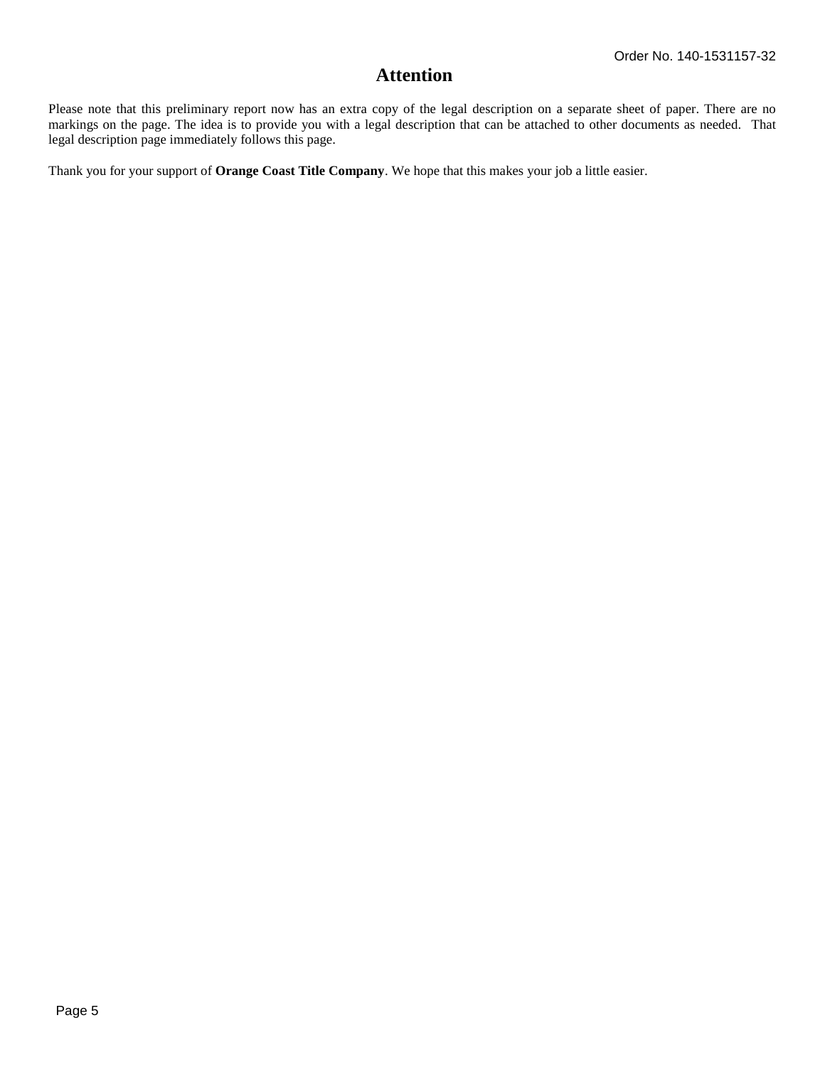Order No. 140-1531157-32

# Attention

Please note that this preliminary report now has an extra copy of the legal description on a separate sheet of paper. There are no markings on the page. The idea is to provide you with a legal description that can be attached to other documents as needed. That legal description page immediately follows this page.

Thank you for your support of **Orange Coast Title Company**. We hope that this makes your job a little easier.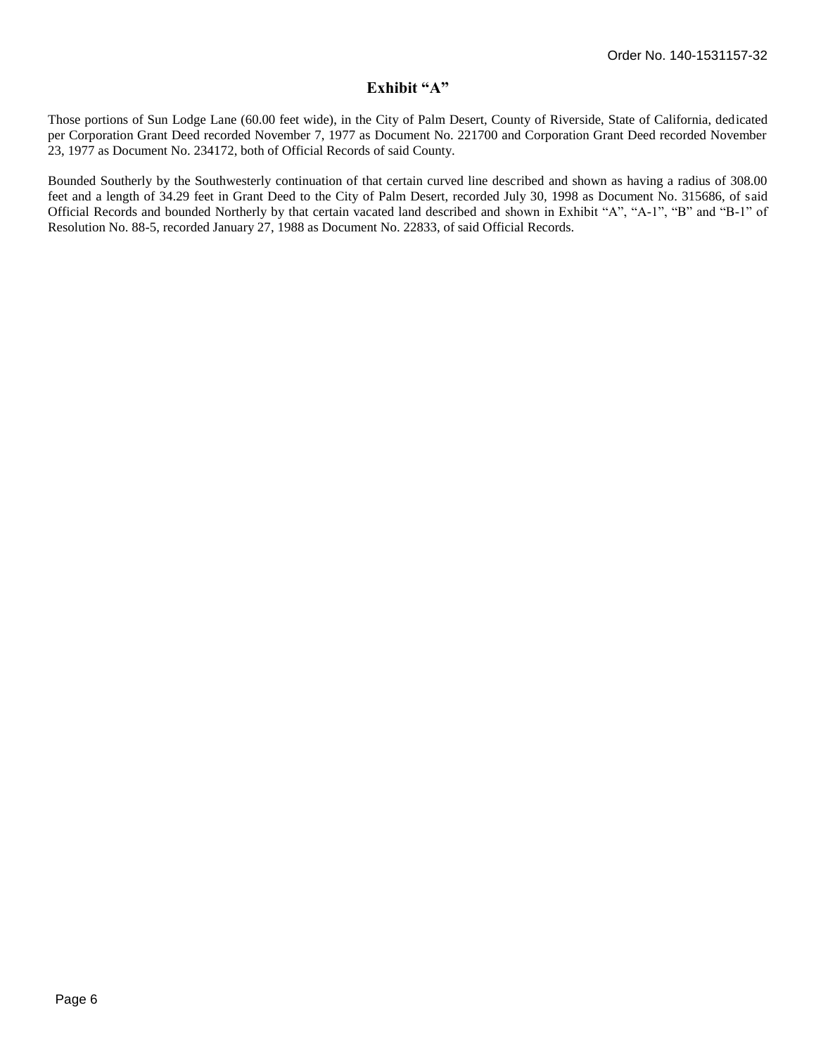Order No. 140-1531157-32

# Exhibit "A"

Those portions of Sun Lodge Lane (60.00 feet wide), in the City of Palm Desert, County of Riverside, State of California, dedicated per Corporation Grant Deed recorded November 7, 1977 as Document No. 221700 and Corporation Grant Deed recorded November 23, 1977 as Document No. 234172, both of Official Records of said County.

Bounded Southerly by the Southwesterly continuation of that certain curved line described and shown as having a radius of 308.00 feet and a length of 34.29 feet in Grant Deed to the City of Palm Desert, recorded July 30, 1998 as Document No. 315686, of said Official Records and bounded Northerly by that certain vacated land described and shown in Exhibit "A", "A-1", "B" and "B-1" of Resolution No. 88-5, recorded January 27, 1988 as Document No. 22833, of said Official Records.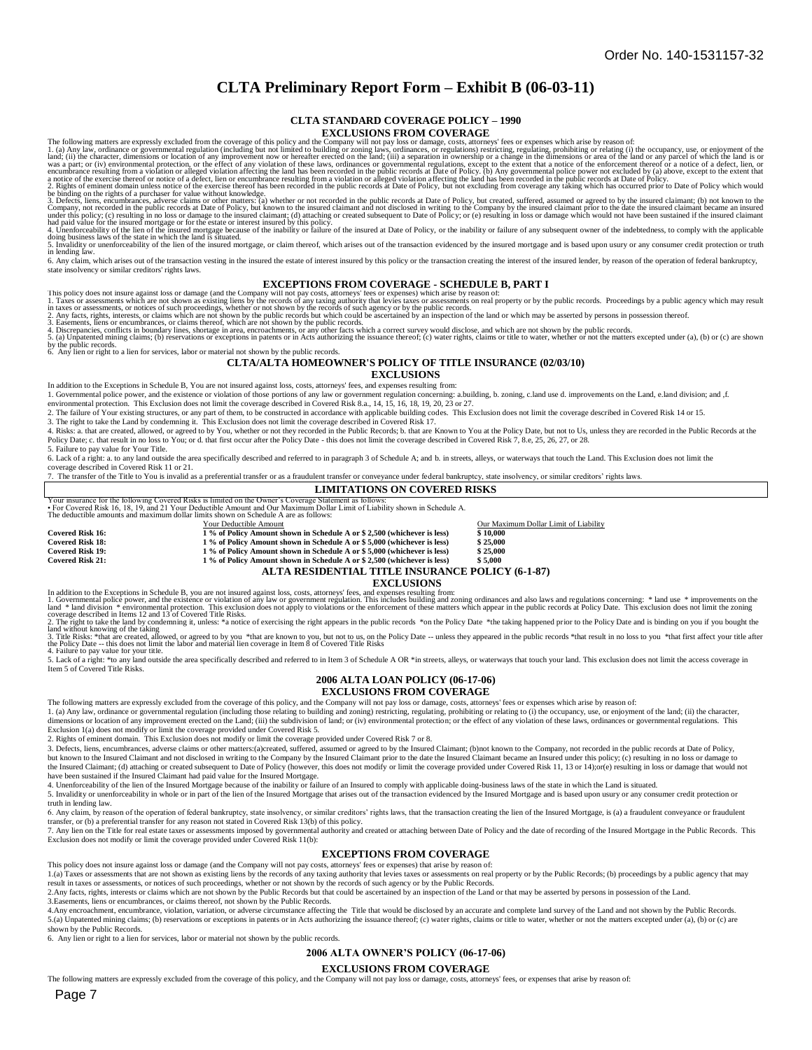# CLTA Preliminary Report Form – Exhibit B (06-03-11)

## CLTA STANDARD COVERAGE POLICY – 1990

### EXCLUSIONS FROM COVERAGE

The following matters are expressly excluded from the coverage of this policy and the Company will not pay loss or damage, costs, attorneys' fees or expenses which arise by reason of:

1. (a) Any law, ordinance or governmental regulation (including but not limited to building or zoning laws, ordinances, or regulations) restricting, regulating, prohibiting or relating (i) the occupancy, use, or enjoyment of the land; (ii) the character, dimensions or location of any improvement now or hereafter erected on the land; (iii) a separation in ownership or a change in the dimensions or area of the land or any parcel of which the land is or was a part; or (iv) environmental protection, or the effect of any violation of these laws, ordinances or governmental regulations, except to the extent that a notice of the enforcement thereof or a notice of a defect, lien, or encumbrance resulting from a violation or alleged violation affecting the land has been recorded in the public records at Date of Policy. (b) Any governmental police power not excluded by (a) above, except to the extent that a notice of the exercise thereof or notice of a defect, lien or encumbrance resulting from a violation or alleged violation affecting the land has been recorded in the public records at Date of Policy.
2. Rights of eminent domain unless notice of the exercise thereof has been recorded in the public records at Date of Policy, but not excluding from coverage any taking which has occurred prior to Date of Policy which would be binding on the rights of a purchaser for value without knowledge.
3. Defects, liens, encumbrances, adverse claims or other matters: (a) whether or not recorded in the public records at Date of Policy, but created, suffered, assumed or agreed to by the insured claimant; (b) not known to the Company, not recorded in the public records at Date of Policy, but known to the insured claimant and not disclosed in writing to the Company by the insured claimant prior to the date the insured claimant became an insured under this policy; (c) resulting in no loss or damage to the insured claimant; (d) attaching or created subsequent to Date of Policy; or (e) resulting in loss or damage which would not have been sustained if the insured claimant had paid value for the insured mortgage or for the estate or interest insured by this policy.
4. Unenforceability of the lien of the insured mortgage because of the inability or failure of the insured at Date of Policy, or the inability or failure of any subsequent owner of the indebtedness, to comply with the applicable doing business laws of the state in which the land is situated.
5. Invalidity or unenforceability of the lien of the insured mortgage, or claim thereof, which arises out of the transaction evidenced by the insured mortgage and is based upon usury or any consumer credit protection or truth in lending law.
6. Any claim, which arises out of the transaction vesting in the insured the estate of interest insured by this policy or the transaction creating the interest of the insured lender, by reason of the operation of federal bankruptcy, state insolvency or similar creditors' rights laws.

### EXCEPTIONS FROM COVERAGE - SCHEDULE B, PART I

This policy does not insure against loss or damage (and the Company will not pay costs, attorneys' fees or expenses) which arise by reason of:

1. Taxes or assessments which are not shown as existing liens by the records of any taxing authority that levies taxes or assessments on real property or by the public records. Proceedings by a public agency which may result in taxes or assessments, or notices of such proceedings, whether or not shown by the records of such agency or by the public records.
2. Any facts, rights, interests, or claims which are not shown by the public records but which could be ascertained by an inspection of the land or which may be asserted by persons in possession thereof.
3. Easements, liens or encumbrances, or claims thereof, which are not shown by the public records.
4. Discrepancies, conflicts in boundary lines, shortage in area, encroachments, or any other facts which a correct survey would disclose, and which are not shown by the public records.
5. (a) Unpatented mining claims; (b) reservations or exceptions in patents or in Acts authorizing the issuance thereof; (c) water rights, claims or title to water, whether or not the matters excepted under (a), (b) or (c) are shown by the public records.
6. Any lien or right to a lien for services, labor or material not shown by the public records.

## CLTA/ALTA HOMEOWNER'S POLICY OF TITLE INSURANCE (02/03/10)

### EXCLUSIONS

In addition to the Exceptions in Schedule B, You are not insured against loss, costs, attorneys' fees, and expenses resulting from:

1. Governmental police power, and the existence or violation of those portions of any law or government regulation concerning: a.building, b. zoning, c.land use d. improvements on the Land, e.land division; and ,f. environmental protection. This Exclusion does not limit the coverage described in Covered Risk 8.a., 14, 15, 16, 18, 19, 20, 23 or 27.
2. The failure of Your existing structures, or any part of them, to be constructed in accordance with applicable building codes. This Exclusion does not limit the coverage described in Covered Risk 14 or 15.
3. The right to take the Land by condemning it. This Exclusion does not limit the coverage described in Covered Risk 17.
4. Risks: a. that are created, allowed, or agreed to by You, whether or not they are recorded in the Public Records; b. that are Known to You at the Policy Date, but not to Us, unless they are recorded in the Public Records at the Policy Date; c. that result in no loss to You; or d. that first occur after the Policy Date - this does not limit the coverage described in Covered Risk 7, 8.e, 25, 26, 27, or 28.
5. Failure to pay value for Your Title.
6. Lack of a right: a. to any land outside the area specifically described and referred to in paragraph 3 of Schedule A; and b. in streets, alleys, or waterways that touch the Land. This Exclusion does not limit the coverage described in Covered Risk 11 or 21.
7. The transfer of the Title to You is invalid as a preferential transfer or as a fraudulent transfer or conveyance under federal bankruptcy, state insolvency, or similar creditors' rights laws.

### LIMITATIONS ON COVERED RISKS

Your insurance for the following Covered Risks is limited on the Owner's Coverage Statement as follows:
• For Covered Risk 16, 18, 19, and 21 Your Deductible Amount and Our Maximum Dollar Limit of Liability shown in Schedule A.
The deductible amounts and maximum dollar limits shown on Schedule A are as follows:

| | Your Deductible Amount | Our Maximum Dollar Limit of Liability |
|---|---|---|
| **Covered Risk 16:** | **1 % of Policy Amount shown in Schedule A or $ 2,500 (whichever is less)** | **$ 10,000** |
| **Covered Risk 18:** | **1 % of Policy Amount shown in Schedule A or $ 5,000 (whichever is less)** | **$ 25,000** |
| **Covered Risk 19:** | **1 % of Policy Amount shown in Schedule A or $ 5,000 (whichever is less)** | **$ 25,000** |
| **Covered Risk 21:** | **1 % of Policy Amount shown in Schedule A or $ 2,500 (whichever is less)** | **$ 5,000** |

## ALTA RESIDENTIAL TITLE INSURANCE POLICY (6-1-87)

### EXCLUSIONS

In addition to the Exceptions in Schedule B, you are not insured against loss, costs, attorneys' fees, and expenses resulting from:

1. Governmental police power, and the existence or violation of any law or government regulation. This includes building and zoning ordinances and also laws and regulations concerning: * land use * improvements on the land * land division * environmental protection. This exclusion does not apply to violations or the enforcement of these matters which appear in the public records at Policy Date. This exclusion does not limit the zoning coverage described in Items 12 and 13 of Covered Title Risks.
2. The right to take the land by condemning it, unless: *a notice of exercising the right appears in the public records *on the Policy Date *the taking happened prior to the Policy Date and is binding on you if you bought the land without knowing of the taking
3. Title Risks: *that are created, allowed, or agreed to by you *that are known to you, but not to us, on the Policy Date -- unless they appeared in the public records *that result in no loss to you *that first affect your title after the Policy Date -- this does not limit the labor and material lien coverage in Item 8 of Covered Title Risks
4. Failure to pay value for your title.
5. Lack of a right: *to any land outside the area specifically described and referred to in Item 3 of Schedule A OR *in streets, alleys, or waterways that touch your land. This exclusion does not limit the access coverage in Item 5 of Covered Title Risks.

## 2006 ALTA LOAN POLICY (06-17-06)

### EXCLUSIONS FROM COVERAGE

The following matters are expressly excluded from the coverage of this policy, and the Company will not pay loss or damage, costs, attorneys' fees or expenses which arise by reason of:

1. (a) Any law, ordinance, permit, or governmental regulation (including those relating to building and zoning) restricting, regulating, prohibiting or relating to (i) the occupancy, use, or enjoyment of the land; (ii) the character, dimensions or location of any improvement erected on the Land; (iii) the subdivision of land; or (iv) environmental protection; or the effect of any violation of these laws, ordinances or governmental regulations. This Exclusion 1(a) does not modify or limit the coverage provided under Covered Risk 5.
2. Rights of eminent domain. This Exclusion does not modify or limit the coverage provided under Covered Risk 7 or 8.
3. Defects, liens, encumbrances, adverse claims or other matters:(a)created, suffered, assumed or agreed to by the Insured Claimant; (b)not known to the Company, not recorded in the public records at Date of Policy, but known to the Insured Claimant and not disclosed in writing to the Company by the Insured Claimant prior to the date the Insured Claimant became an Insured under this policy; (c) resulting in no loss or damage to the Insured Claimant; (d) attaching or created subsequent to Date of Policy (however, this does not modify or limit the coverage provided under Covered Risk 11, 13 or 14);or(e) resulting in loss or damage that would not have been sustained if the Insured Claimant had paid value for the Insured Mortgage.
4. Unenforceability of the lien of the Insured Mortgage because of the inability or failure of an Insured to comply with applicable doing-business laws of the state in which the Land is situated.
5. Invalidity or unenforceability in whole or in part of the lien of the Insured Mortgage that arises out of the transaction evidenced by the Insured Mortgage and is based upon usury or any consumer credit protection or truth in lending law.
6. Any claim, by reason of the operation of federal bankruptcy, state insolvency, or similar creditors' rights laws, that the transaction creating the lien of the Insured Mortgage, is (a) a fraudulent conveyance or fraudulent transfer, or (b) a preferential transfer for any reason not stated in Covered Risk 13(b) of this policy.
7. Any lien on the Title for real estate taxes or assessments imposed by governmental authority and created or attaching between Date of Policy and the date of recording of the Insured Mortgage in the Public Records. This Exclusion does not modify or limit the coverage provided under Covered Risk 11(b):

### EXCEPTIONS FROM COVERAGE

This policy does not insure against loss or damage (and the Company will not pay costs, attorneys' fees or expenses) that arise by reason of:

1.(a) Taxes or assessments that are not shown as existing liens by the records of any taxing authority that levies taxes or assessments on real property or by the Public Records; (b) proceedings by a public agency that may result in taxes or assessments, or notices of such proceedings, whether or not shown by the records of such agency or by the Public Records.
2.Any facts, rights, interests or claims which are not shown by the Public Records but that could be ascertained by an inspection of the Land or that may be asserted by persons in possession of the Land.
3.Easements, liens or encumbrances, or claims thereof, not shown by the Public Records.
4.Any encroachment, encumbrance, violation, variation, or adverse circumstance affecting the Title that would be disclosed by an accurate and complete land survey of the Land and not shown by the Public Records.
5.(a) Unpatented mining claims; (b) reservations or exceptions in patents or in Acts authorizing the issuance thereof; (c) water rights, claims or title to water, whether or not the matters excepted under (a), (b) or (c) are shown by the Public Records.
6. Any lien or right to a lien for services, labor or material not shown by the public records.

## 2006 ALTA OWNER'S POLICY (06-17-06)

### EXCLUSIONS FROM COVERAGE

The following matters are expressly excluded from the coverage of this policy, and the Company will not pay loss or damage, costs, attorneys' fees, or expenses that arise by reason of: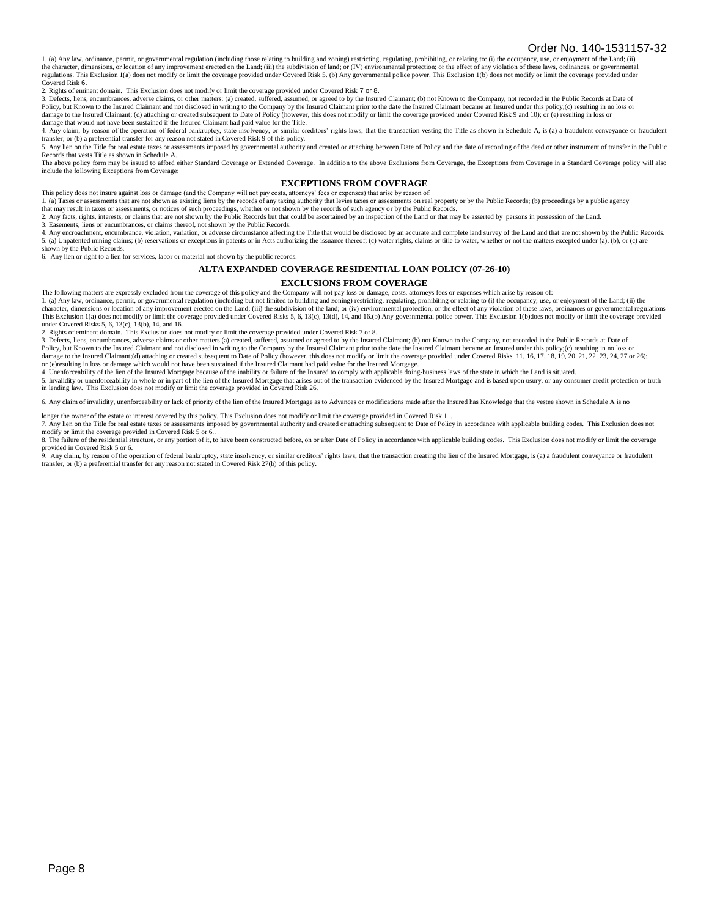1. (a) Any law, ordinance, permit, or governmental regulation (including those relating to building and zoning) restricting, regulating, prohibiting, or relating to: (i) the occupancy, use, or enjoyment of the Land; (ii) the character, dimensions, or location of any improvement erected on the Land; (iii) the subdivision of land; or (IV) environmental protection; or the effect of any violation of these laws, ordinances, or governmental regulations. This Exclusion 1(a) does not modify or limit the coverage provided under Covered Risk 5. (b) Any governmental police power. This Exclusion 1(b) does not modify or limit the coverage provided under Covered Risk 6.

2. Rights of eminent domain. This Exclusion does not modify or limit the coverage provided under Covered Risk 7 or 8.

3. Defects, liens, encumbrances, adverse claims, or other matters: (a) created, suffered, assumed, or agreed to by the Insured Claimant; (b) not Known to the Company, not recorded in the Public Records at Date of Policy, but Known to the Insured Claimant and not disclosed in writing to the Company by the Insured Claimant prior to the date the Insured Claimant became an Insured under this policy;(c) resulting in no loss or damage to the Insured Claimant; (d) attaching or created subsequent to Date of Policy (however, this does not modify or limit the coverage provided under Covered Risk 9 and 10); or (e) resulting in loss or damage that would not have been sustained if the Insured Claimant had paid value for the Title.

4. Any claim, by reason of the operation of federal bankruptcy, state insolvency, or similar creditors' rights laws, that the transaction vesting the Title as shown in Schedule A, is (a) a fraudulent conveyance or fraudulent transfer; or (b) a preferential transfer for any reason not stated in Covered Risk 9 of this policy.

5. Any lien on the Title for real estate taxes or assessments imposed by governmental authority and created or attaching between Date of Policy and the date of recording of the deed or other instrument of transfer in the Public Records that vests Title as shown in Schedule A.

The above policy form may be issued to afford either Standard Coverage or Extended Coverage. In addition to the above Exclusions from Coverage, the Exceptions from Coverage in a Standard Coverage policy will also include the following Exceptions from Coverage:

## EXCEPTIONS FROM COVERAGE

This policy does not insure against loss or damage (and the Company will not pay costs, attorneys' fees or expenses) that arise by reason of:

1. (a) Taxes or assessments that are not shown as existing liens by the records of any taxing authority that levies taxes or assessments on real property or by the Public Records; (b) proceedings by a public agency that may result in taxes or assessments, or notices of such proceedings, whether or not shown by the records of such agency or by the Public Records.
2. Any facts, rights, interests, or claims that are not shown by the Public Records but that could be ascertained by an inspection of the Land or that may be asserted by persons in possession of the Land.
3. Easements, liens or encumbrances, or claims thereof, not shown by the Public Records.
4. Any encroachment, encumbrance, violation, variation, or adverse circumstance affecting the Title that would be disclosed by an accurate and complete land survey of the Land and that are not shown by the Public Records.
5. (a) Unpatented mining claims; (b) reservations or exceptions in patents or in Acts authorizing the issuance thereof; (c) water rights, claims or title to water, whether or not the matters excepted under (a), (b), or (c) are shown by the Public Records.
6. Any lien or right to a lien for services, labor or material not shown by the public records.

## ALTA EXPANDED COVERAGE RESIDENTIAL LOAN POLICY (07-26-10)

## EXCLUSIONS FROM COVERAGE

The following matters are expressly excluded from the coverage of this policy and the Company will not pay loss or damage, costs, attorneys fees or expenses which arise by reason of:

1. (a) Any law, ordinance, permit, or governmental regulation (including but not limited to building and zoning) restricting, regulating, prohibiting or relating to (i) the occupancy, use, or enjoyment of the Land; (ii) the character, dimensions or location of any improvement erected on the Land; (iii) the subdivision of the land; or (iv) environmental protection, or the effect of any violation of these laws, ordinances or governmental regulations This Exclusion 1(a) does not modify or limit the coverage provided under Covered Risks 5, 6, 13(c), 13(d), 14, and 16.(b) Any governmental police power. This Exclusion 1(b)does not modify or limit the coverage provided under Covered Risks 5, 6, 13(c), 13(b), 14, and 16.

2. Rights of eminent domain. This Exclusion does not modify or limit the coverage provided under Covered Risk 7 or 8.

3. Defects, liens, encumbrances, adverse claims or other matters (a) created, suffered, assumed or agreed to by the Insured Claimant; (b) not Known to the Company, not recorded in the Public Records at Date of Policy, but Known to the Insured Claimant and not disclosed in writing to the Company by the Insured Claimant prior to the date the Insured Claimant became an Insured under this policy;(c) resulting in no loss or damage to the Insured Claimant;(d) attaching or created subsequent to Date of Policy (however, this does not modify or limit the coverage provided under Covered Risks 11, 16, 17, 18, 19, 20, 21, 22, 23, 24, 27 or 26); or (e)resulting in loss or damage which would not have been sustained if the Insured Claimant had paid value for the Insured Mortgage.

4. Unenforceability of the lien of the Insured Mortgage because of the inability or failure of the Insured to comply with applicable doing-business laws of the state in which the Land is situated.

5. Invalidity or unenforceability in whole or in part of the lien of the Insured Mortgage that arises out of the transaction evidenced by the Insured Mortgage and is based upon usury, or any consumer credit protection or truth in lending law. This Exclusion does not modify or limit the coverage provided in Covered Risk 26.

6. Any claim of invalidity, unenforceability or lack of priority of the lien of the Insured Mortgage as to Advances or modifications made after the Insured has Knowledge that the vestee shown in Schedule A is no longer the owner of the estate or interest covered by this policy. This Exclusion does not modify or limit the coverage provided in Covered Risk 11.

7. Any lien on the Title for real estate taxes or assessments imposed by governmental authority and created or attaching subsequent to Date of Policy in accordance with applicable building codes. This Exclusion does not modify or limit the coverage provided in Covered Risk 5 or 6..

8. The failure of the residential structure, or any portion of it, to have been constructed before, on or after Date of Policy in accordance with applicable building codes. This Exclusion does not modify or limit the coverage provided in Covered Risk 5 or 6.

9. Any claim, by reason of the operation of federal bankruptcy, state insolvency, or similar creditors' rights laws, that the transaction creating the lien of the Insured Mortgage, is (a) a fraudulent conveyance or fraudulent transfer, or (b) a preferential transfer for any reason not stated in Covered Risk 27(b) of this policy.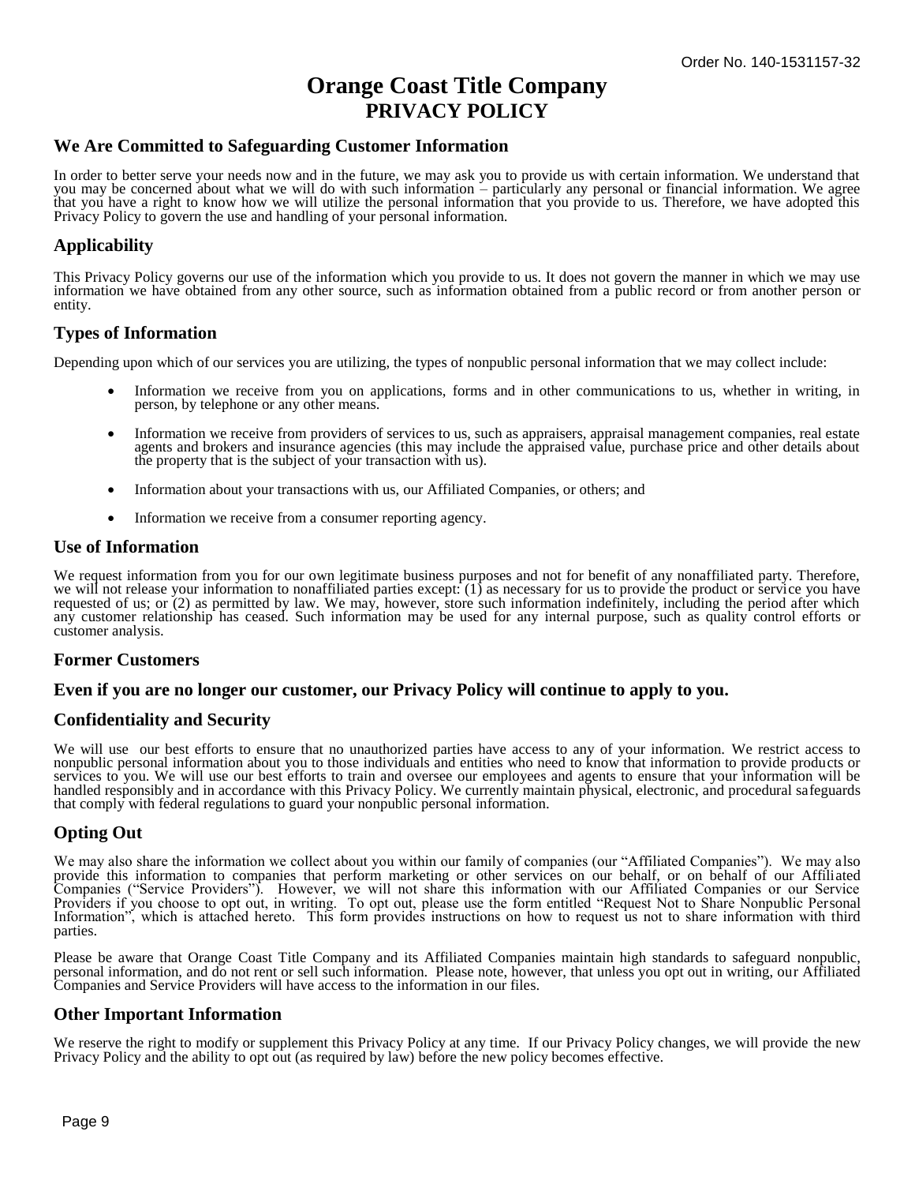Order No. 140-1531157-32

# Orange Coast Title Company
## PRIVACY POLICY

### We Are Committed to Safeguarding Customer Information

In order to better serve your needs now and in the future, we may ask you to provide us with certain information. We understand that you may be concerned about what we will do with such information – particularly any personal or financial information. We agree that you have a right to know how we will utilize the personal information that you provide to us. Therefore, we have adopted this Privacy Policy to govern the use and handling of your personal information.

### Applicability

This Privacy Policy governs our use of the information which you provide to us. It does not govern the manner in which we may use information we have obtained from any other source, such as information obtained from a public record or from another person or entity.

### Types of Information

Depending upon which of our services you are utilizing, the types of nonpublic personal information that we may collect include:

- Information we receive from you on applications, forms and in other communications to us, whether in writing, in person, by telephone or any other means.
- Information we receive from providers of services to us, such as appraisers, appraisal management companies, real estate agents and brokers and insurance agencies (this may include the appraised value, purchase price and other details about the property that is the subject of your transaction with us).
- Information about your transactions with us, our Affiliated Companies, or others; and
- Information we receive from a consumer reporting agency.

### Use of Information

We request information from you for our own legitimate business purposes and not for benefit of any nonaffiliated party. Therefore, we will not release your information to nonaffiliated parties except: (1) as necessary for us to provide the product or service you have requested of us; or (2) as permitted by law. We may, however, store such information indefinitely, including the period after which any customer relationship has ceased. Such information may be used for any internal purpose, such as quality control efforts or customer analysis.

### Former Customers

### Even if you are no longer our customer, our Privacy Policy will continue to apply to you.

### Confidentiality and Security

We will use our best efforts to ensure that no unauthorized parties have access to any of your information. We restrict access to nonpublic personal information about you to those individuals and entities who need to know that information to provide products or services to you. We will use our best efforts to train and oversee our employees and agents to ensure that your information will be handled responsibly and in accordance with this Privacy Policy. We currently maintain physical, electronic, and procedural safeguards that comply with federal regulations to guard your nonpublic personal information.

### Opting Out

We may also share the information we collect about you within our family of companies (our "Affiliated Companies"). We may also provide this information to companies that perform marketing or other services on our behalf, or on behalf of our Affiliated Companies ("Service Providers"). However, we will not share this information with our Affiliated Companies or our Service Providers if you choose to opt out, in writing. To opt out, please use the form entitled "Request Not to Share Nonpublic Personal Information", which is attached hereto. This form provides instructions on how to request us not to share information with third parties.

Please be aware that Orange Coast Title Company and its Affiliated Companies maintain high standards to safeguard nonpublic, personal information, and do not rent or sell such information. Please note, however, that unless you opt out in writing, our Affiliated Companies and Service Providers will have access to the information in our files.

### Other Important Information

We reserve the right to modify or supplement this Privacy Policy at any time. If our Privacy Policy changes, we will provide the new Privacy Policy and the ability to opt out (as required by law) before the new policy becomes effective.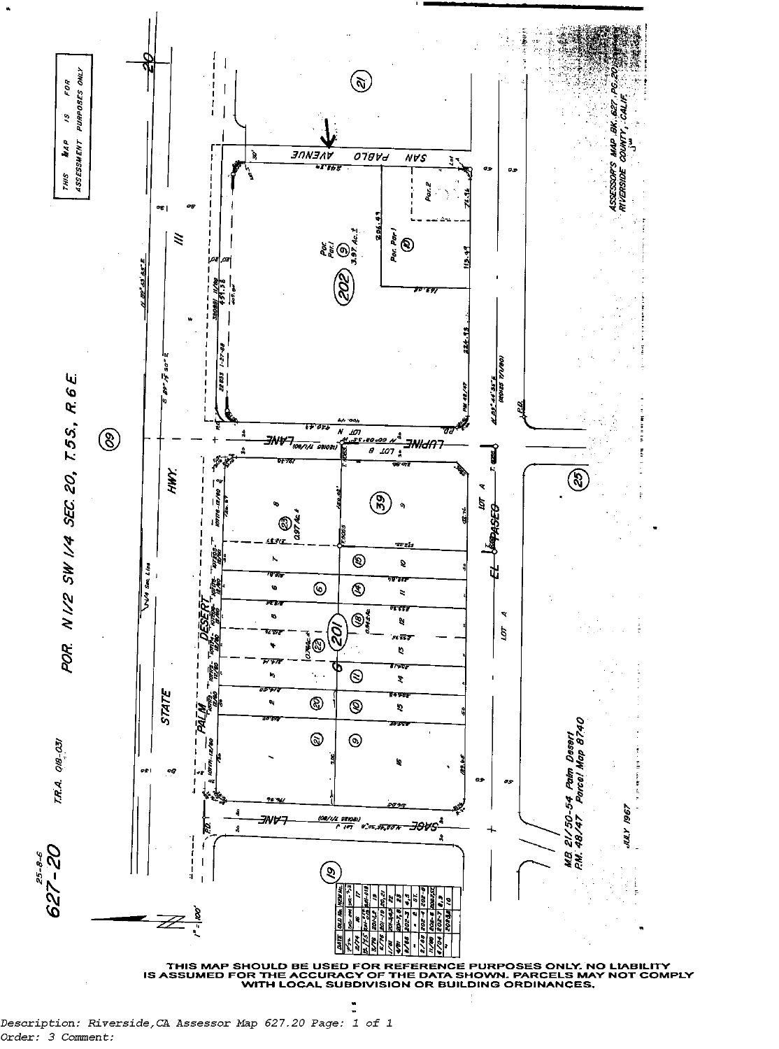THIS MAP IS FOR ASSESSMENT PURPOSES ONLY

POR. N 1/2 SW 1/4 SEC. 20, T. 5 S., R. 6 E.

T.R.A. 018-031

25-8-6
627-20

1" = 100'

STATE HWY. 111

PALM DESERT LANE

SAN PABLO AVENUE

LUPINE LANE

SAGE LANE

EL PASEO

LOT A

202

201

3.97 Ac. ±

0.97 Ac. ±

M.B. 21/50-54 Palm Desert
P.M. 48/47 Parcel Map 8740

JULY 1967

ASSESSOR'S MAP BK. 627, PG. 20
RIVERSIDE COUNTY, CALIF.

THIS MAP SHOULD BE USED FOR REFERENCE PURPOSES ONLY. NO LIABILITY IS ASSUMED FOR THE ACCURACY OF THE DATA SHOWN. PARCELS MAY NOT COMPLY WITH LOCAL SUBDIVISION OR BUILDING ORDINANCES.

Description: Riverside,CA Assessor Map 627.20 Page: 1 of 1
Order: 3 Comment: